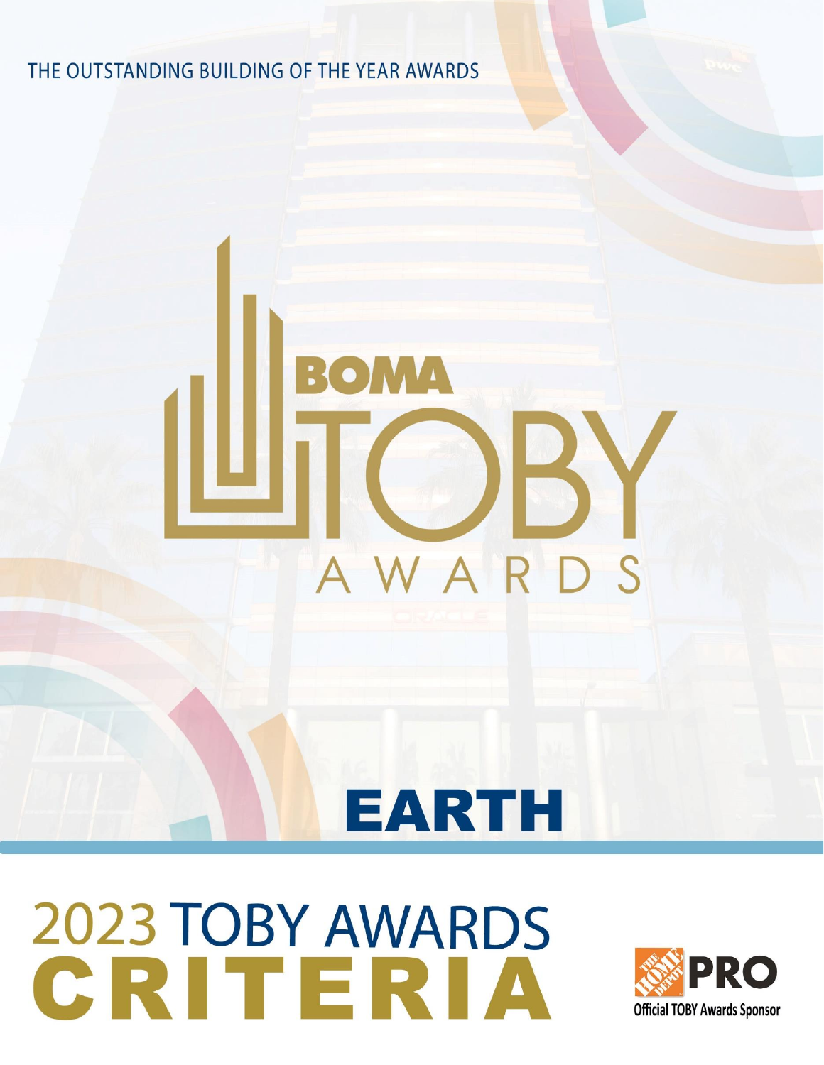THE OUTSTANDING BUILDING OF THE YEAR AWARDS

BOMA TOBY AWARDS

# EARTH

# 2023 TOBY AWARDS CRITERIA

Official TOBY Awards Sponsor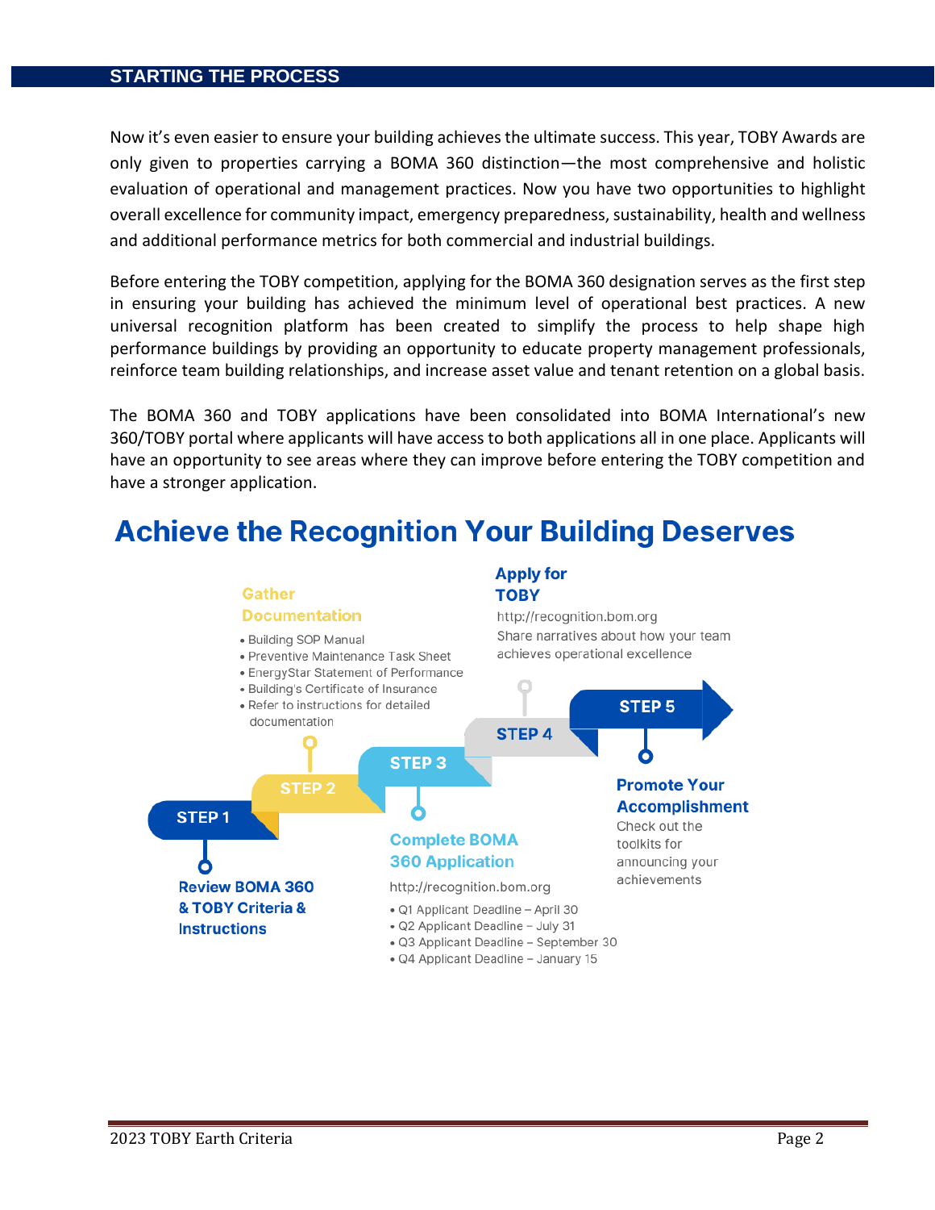## STARTING THE PROCESS

Now it's even easier to ensure your building achieves the ultimate success. This year, TOBY Awards are only given to properties carrying a BOMA 360 distinction—the most comprehensive and holistic evaluation of operational and management practices. Now you have two opportunities to highlight overall excellence for community impact, emergency preparedness, sustainability, health and wellness and additional performance metrics for both commercial and industrial buildings.

Before entering the TOBY competition, applying for the BOMA 360 designation serves as the first step in ensuring your building has achieved the minimum level of operational best practices. A new universal recognition platform has been created to simplify the process to help shape high performance buildings by providing an opportunity to educate property management professionals, reinforce team building relationships, and increase asset value and tenant retention on a global basis.

The BOMA 360 and TOBY applications have been consolidated into BOMA International's new 360/TOBY portal where applicants will have access to both applications all in one place. Applicants will have an opportunity to see areas where they can improve before entering the TOBY competition and have a stronger application.

## Achieve the Recognition Your Building Deserves

**STEP 1 – Review BOMA 360 & TOBY Criteria & Instructions**

**STEP 2 – Gather Documentation**

- Building SOP Manual
- Preventive Maintenance Task Sheet
- EnergyStar Statement of Performance
- Building's Certificate of Insurance
- Refer to instructions for detailed documentation

**STEP 3 – Complete BOMA 360 Application**

http://recognition.bom.org

- Q1 Applicant Deadline – April 30
- Q2 Applicant Deadline – July 31
- Q3 Applicant Deadline – September 30
- Q4 Applicant Deadline – January 15

**STEP 4 – Apply for TOBY**

http://recognition.bom.org

Share narratives about how your team achieves operational excellence

**STEP 5 – Promote Your Accomplishment**

Check out the toolkits for announcing your achievements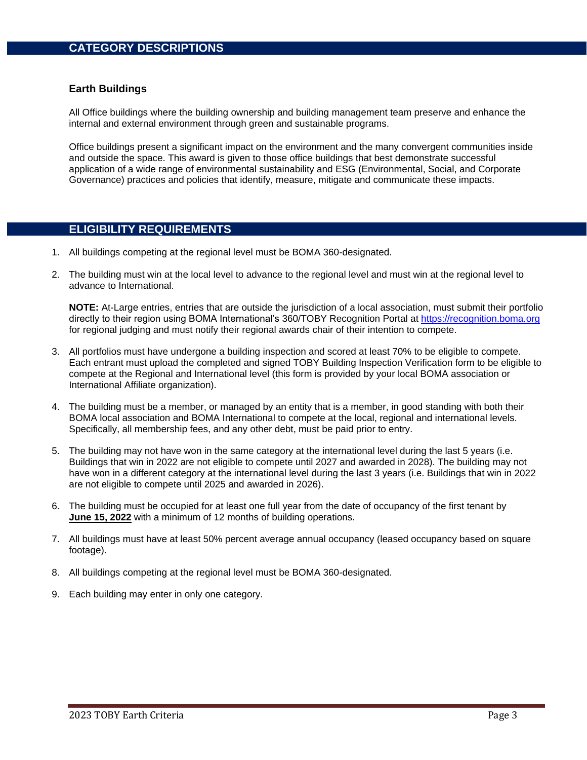## CATEGORY DESCRIPTIONS

### Earth Buildings

All Office buildings where the building ownership and building management team preserve and enhance the internal and external environment through green and sustainable programs.

Office buildings present a significant impact on the environment and the many convergent communities inside and outside the space. This award is given to those office buildings that best demonstrate successful application of a wide range of environmental sustainability and ESG (Environmental, Social, and Corporate Governance) practices and policies that identify, measure, mitigate and communicate these impacts.

## ELIGIBILITY REQUIREMENTS

1. All buildings competing at the regional level must be BOMA 360-designated.

2. The building must win at the local level to advance to the regional level and must win at the regional level to advance to International.

   **NOTE:** At-Large entries, entries that are outside the jurisdiction of a local association, must submit their portfolio directly to their region using BOMA International's 360/TOBY Recognition Portal at https://recognition.boma.org for regional judging and must notify their regional awards chair of their intention to compete.

3. All portfolios must have undergone a building inspection and scored at least 70% to be eligible to compete. Each entrant must upload the completed and signed TOBY Building Inspection Verification form to be eligible to compete at the Regional and International level (this form is provided by your local BOMA association or International Affiliate organization).

4. The building must be a member, or managed by an entity that is a member, in good standing with both their BOMA local association and BOMA International to compete at the local, regional and international levels. Specifically, all membership fees, and any other debt, must be paid prior to entry.

5. The building may not have won in the same category at the international level during the last 5 years (i.e. Buildings that win in 2022 are not eligible to compete until 2027 and awarded in 2028). The building may not have won in a different category at the international level during the last 3 years (i.e. Buildings that win in 2022 are not eligible to compete until 2025 and awarded in 2026).

6. The building must be occupied for at least one full year from the date of occupancy of the first tenant by **June 15, 2022** with a minimum of 12 months of building operations.

7. All buildings must have at least 50% percent average annual occupancy (leased occupancy based on square footage).

8. All buildings competing at the regional level must be BOMA 360-designated.

9. Each building may enter in only one category.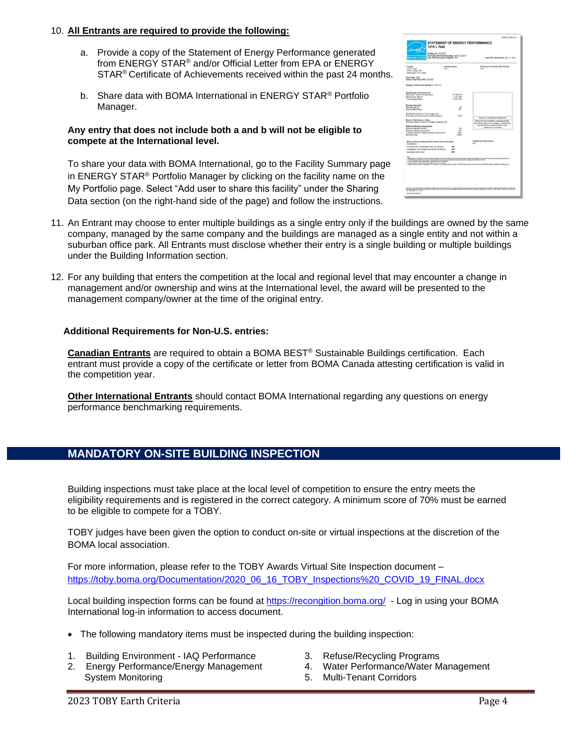10. **All Entrants are required to provide the following:**

    a. Provide a copy of the Statement of Energy Performance generated from ENERGY STAR® and/or Official Letter from EPA or ENERGY STAR® Certificate of Achievements received within the past 24 months.

    b. Share data with BOMA International in ENERGY STAR® Portfolio Manager.

    **Any entry that does not include both a and b will not be eligible to compete at the International level.**

    To share your data with BOMA International, go to the Facility Summary page in ENERGY STAR® Portfolio Manager by clicking on the facility name on the My Portfolio page. Select "Add user to share this facility" under the Sharing Data section (on the right-hand side of the page) and follow the instructions.

11. An Entrant may choose to enter multiple buildings as a single entry only if the buildings are owned by the same company, managed by the same company and the buildings are managed as a single entity and not within a suburban office park. All Entrants must disclose whether their entry is a single building or multiple buildings under the Building Information section.

12. For any building that enters the competition at the local and regional level that may encounter a change in management and/or ownership and wins at the International level, the award will be presented to the management company/owner at the time of the original entry.

**Additional Requirements for Non-U.S. entries:**

**Canadian Entrants** are required to obtain a BOMA BEST® Sustainable Buildings certification. Each entrant must provide a copy of the certificate or letter from BOMA Canada attesting certification is valid in the competition year.

**Other International Entrants** should contact BOMA International regarding any questions on energy performance benchmarking requirements.

## MANDATORY ON-SITE BUILDING INSPECTION

Building inspections must take place at the local level of competition to ensure the entry meets the eligibility requirements and is registered in the correct category. A minimum score of 70% must be earned to be eligible to compete for a TOBY.

TOBY judges have been given the option to conduct on-site or virtual inspections at the discretion of the BOMA local association.

For more information, please refer to the TOBY Awards Virtual Site Inspection document – https://toby.boma.org/Documentation/2020_06_16_TOBY_Inspections%20_COVID_19_FINAL.docx

Local building inspection forms can be found at https://recongition.boma.org/ - Log in using your BOMA International log-in information to access document.

- The following mandatory items must be inspected during the building inspection:

1. Building Environment - IAQ Performance
2. Energy Performance/Energy Management System Monitoring
3. Refuse/Recycling Programs
4. Water Performance/Water Management
5. Multi-Tenant Corridors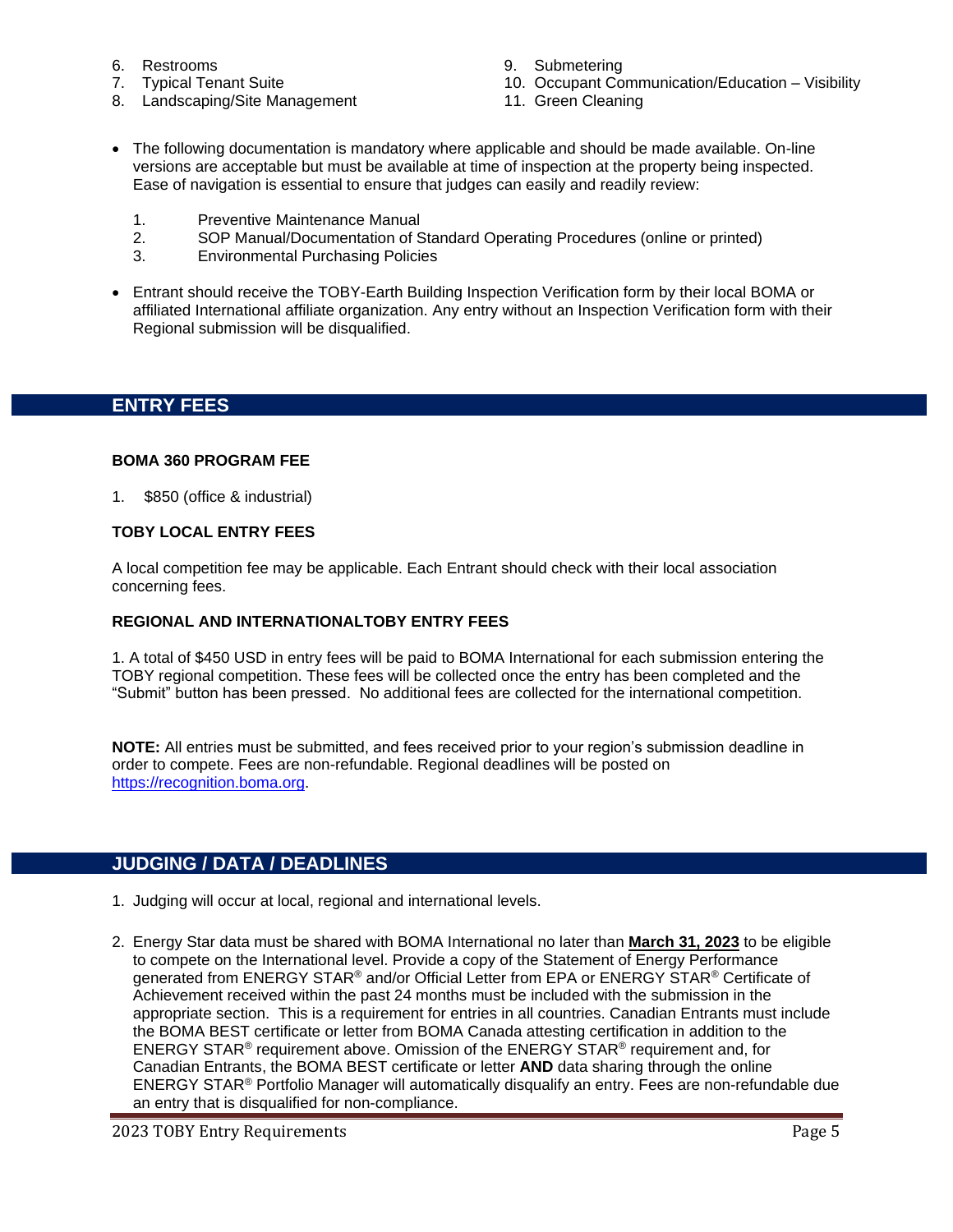6. Restrooms
7. Typical Tenant Suite
8. Landscaping/Site Management
9. Submetering
10. Occupant Communication/Education – Visibility
11. Green Cleaning

- The following documentation is mandatory where applicable and should be made available. On-line versions are acceptable but must be available at time of inspection at the property being inspected. Ease of navigation is essential to ensure that judges can easily and readily review:

    1. Preventive Maintenance Manual
    2. SOP Manual/Documentation of Standard Operating Procedures (online or printed)
    3. Environmental Purchasing Policies

- Entrant should receive the TOBY-Earth Building Inspection Verification form by their local BOMA or affiliated International affiliate organization. Any entry without an Inspection Verification form with their Regional submission will be disqualified.

## ENTRY FEES

**BOMA 360 PROGRAM FEE**

1. $850 (office & industrial)

**TOBY LOCAL ENTRY FEES**

A local competition fee may be applicable. Each Entrant should check with their local association concerning fees.

**REGIONAL AND INTERNATIONALTOBY ENTRY FEES**

1. A total of $450 USD in entry fees will be paid to BOMA International for each submission entering the TOBY regional competition. These fees will be collected once the entry has been completed and the "Submit" button has been pressed. No additional fees are collected for the international competition.

**NOTE:** All entries must be submitted, and fees received prior to your region's submission deadline in order to compete. Fees are non-refundable. Regional deadlines will be posted on https://recognition.boma.org.

## JUDGING / DATA / DEADLINES

1. Judging will occur at local, regional and international levels.

2. Energy Star data must be shared with BOMA International no later than **March 31, 2023** to be eligible to compete on the International level. Provide a copy of the Statement of Energy Performance generated from ENERGY STAR® and/or Official Letter from EPA or ENERGY STAR® Certificate of Achievement received within the past 24 months must be included with the submission in the appropriate section. This is a requirement for entries in all countries. Canadian Entrants must include the BOMA BEST certificate or letter from BOMA Canada attesting certification in addition to the ENERGY STAR® requirement above. Omission of the ENERGY STAR® requirement and, for Canadian Entrants, the BOMA BEST certificate or letter **AND** data sharing through the online ENERGY STAR® Portfolio Manager will automatically disqualify an entry. Fees are non-refundable due an entry that is disqualified for non-compliance.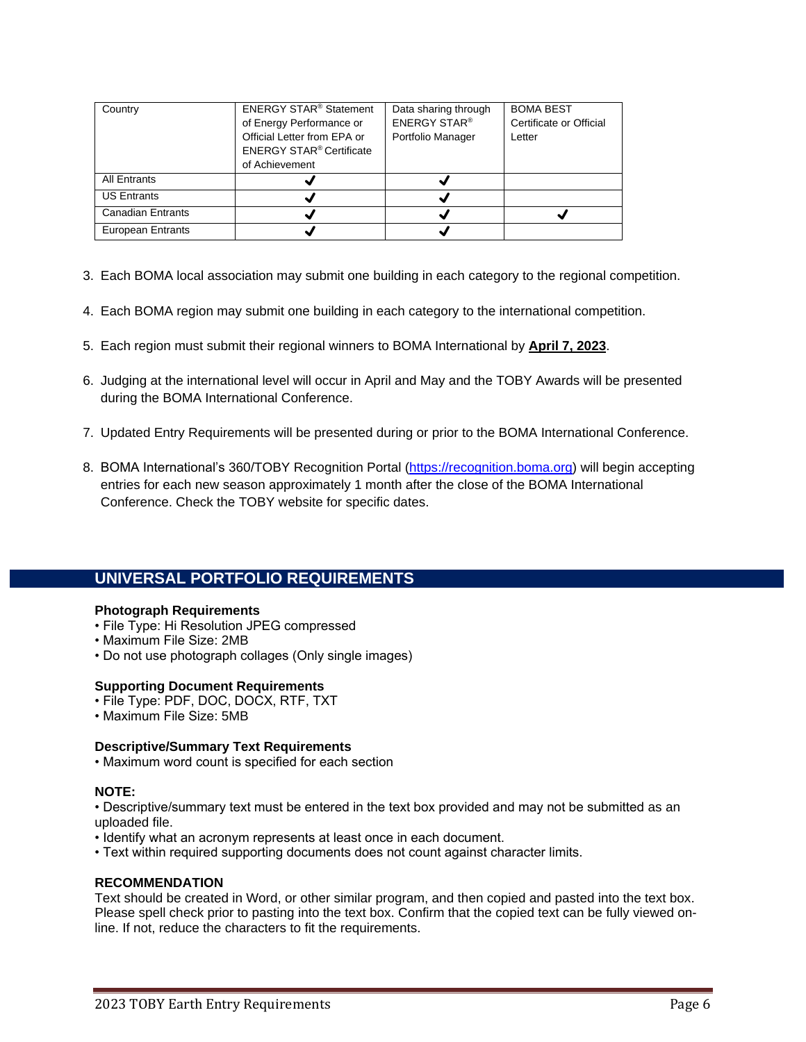| Country | ENERGY STAR® Statement of Energy Performance or Official Letter from EPA or ENERGY STAR® Certificate of Achievement | Data sharing through ENERGY STAR® Portfolio Manager | BOMA BEST Certificate or Official Letter |
|---|---|---|---|
| All Entrants | ✔ | ✔ | |
| US Entrants | ✔ | ✔ | |
| Canadian Entrants | ✔ | ✔ | ✔ |
| European Entrants | ✔ | ✔ | |

3. Each BOMA local association may submit one building in each category to the regional competition.

4. Each BOMA region may submit one building in each category to the international competition.

5. Each region must submit their regional winners to BOMA International by **April 7, 2023**.

6. Judging at the international level will occur in April and May and the TOBY Awards will be presented during the BOMA International Conference.

7. Updated Entry Requirements will be presented during or prior to the BOMA International Conference.

8. BOMA International's 360/TOBY Recognition Portal (https://recognition.boma.org) will begin accepting entries for each new season approximately 1 month after the close of the BOMA International Conference. Check the TOBY website for specific dates.

## UNIVERSAL PORTFOLIO REQUIREMENTS

**Photograph Requirements**

- File Type: Hi Resolution JPEG compressed
- Maximum File Size: 2MB
- Do not use photograph collages (Only single images)

**Supporting Document Requirements**

- File Type: PDF, DOC, DOCX, RTF, TXT
- Maximum File Size: 5MB

**Descriptive/Summary Text Requirements**

- Maximum word count is specified for each section

**NOTE:**

- Descriptive/summary text must be entered in the text box provided and may not be submitted as an uploaded file.
- Identify what an acronym represents at least once in each document.
- Text within required supporting documents does not count against character limits.

**RECOMMENDATION**

Text should be created in Word, or other similar program, and then copied and pasted into the text box. Please spell check prior to pasting into the text box. Confirm that the copied text can be fully viewed on-line. If not, reduce the characters to fit the requirements.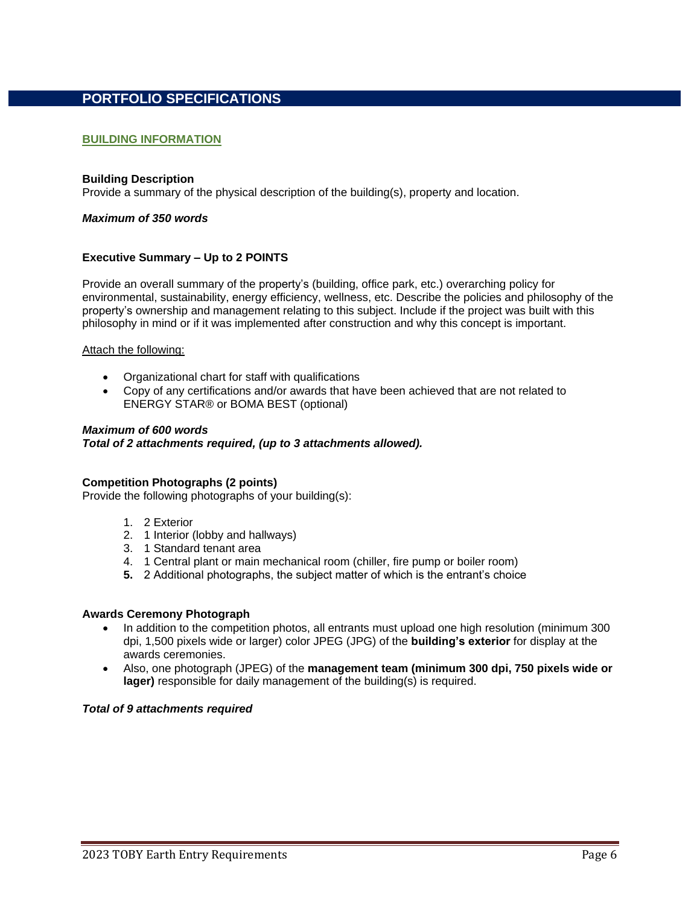## PORTFOLIO SPECIFICATIONS

### BUILDING INFORMATION

**Building Description**

Provide a summary of the physical description of the building(s), property and location.

***Maximum of 350 words***

**Executive Summary – Up to 2 POINTS**

Provide an overall summary of the property's (building, office park, etc.) overarching policy for environmental, sustainability, energy efficiency, wellness, etc. Describe the policies and philosophy of the property's ownership and management relating to this subject. Include if the project was built with this philosophy in mind or if it was implemented after construction and why this concept is important.

Attach the following:

- Organizational chart for staff with qualifications
- Copy of any certifications and/or awards that have been achieved that are not related to ENERGY STAR® or BOMA BEST (optional)

***Maximum of 600 words***
***Total of 2 attachments required, (up to 3 attachments allowed).***

**Competition Photographs (2 points)**

Provide the following photographs of your building(s):

1. 2 Exterior
2. 1 Interior (lobby and hallways)
3. 1 Standard tenant area
4. 1 Central plant or main mechanical room (chiller, fire pump or boiler room)
5. 2 Additional photographs, the subject matter of which is the entrant's choice

**Awards Ceremony Photograph**

- In addition to the competition photos, all entrants must upload one high resolution (minimum 300 dpi, 1,500 pixels wide or larger) color JPEG (JPG) of the **building's exterior** for display at the awards ceremonies.
- Also, one photograph (JPEG) of the **management team (minimum 300 dpi, 750 pixels wide or lager)** responsible for daily management of the building(s) is required.

***Total of 9 attachments required***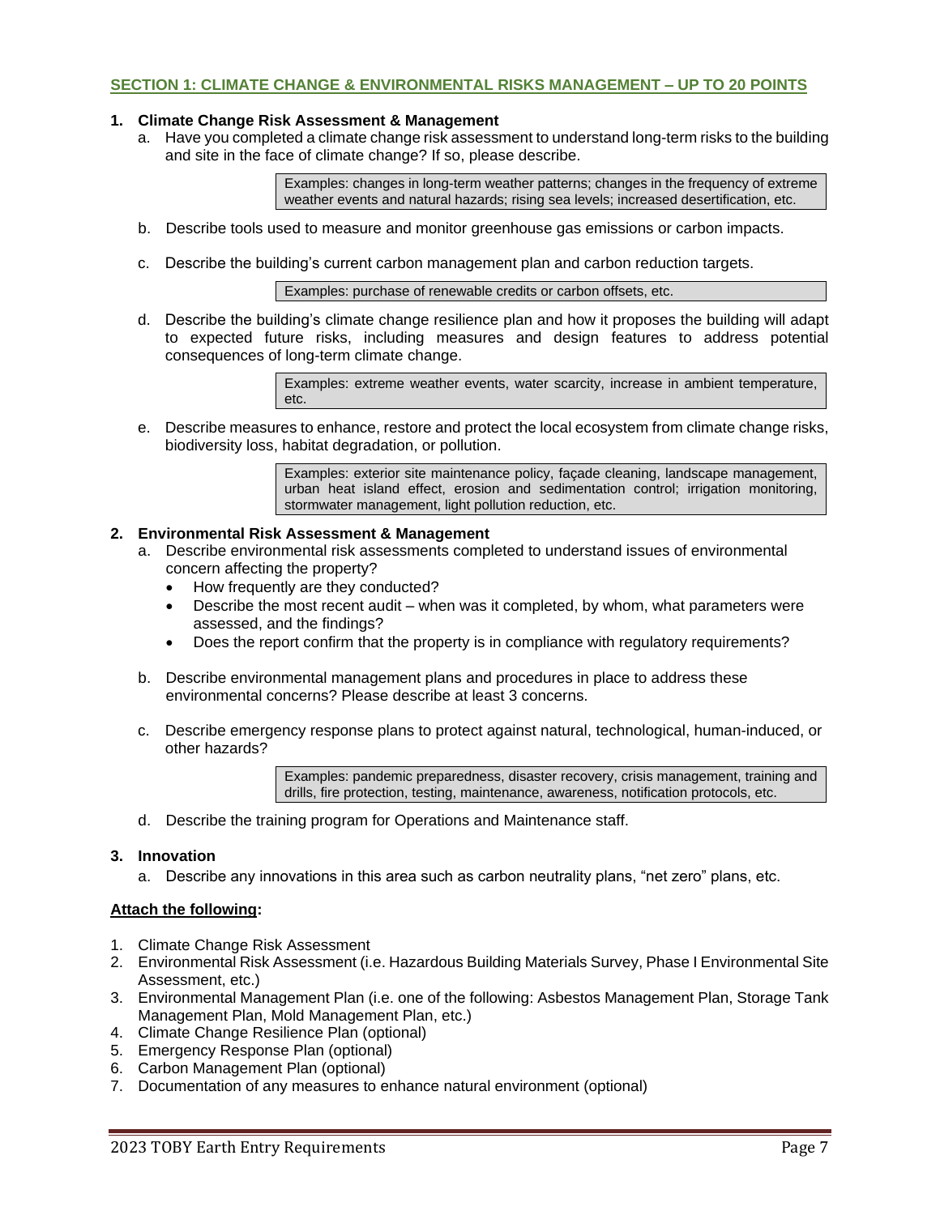## SECTION 1: CLIMATE CHANGE & ENVIRONMENTAL RISKS MANAGEMENT – UP TO 20 POINTS

1. **Climate Change Risk Assessment & Management**
   a. Have you completed a climate change risk assessment to understand long-term risks to the building and site in the face of climate change? If so, please describe.

      > Examples: changes in long-term weather patterns; changes in the frequency of extreme weather events and natural hazards; rising sea levels; increased desertification, etc.

   b. Describe tools used to measure and monitor greenhouse gas emissions or carbon impacts.

   c. Describe the building's current carbon management plan and carbon reduction targets.

      > Examples: purchase of renewable credits or carbon offsets, etc.

   d. Describe the building's climate change resilience plan and how it proposes the building will adapt to expected future risks, including measures and design features to address potential consequences of long-term climate change.

      > Examples: extreme weather events, water scarcity, increase in ambient temperature, etc.

   e. Describe measures to enhance, restore and protect the local ecosystem from climate change risks, biodiversity loss, habitat degradation, or pollution.

      > Examples: exterior site maintenance policy, façade cleaning, landscape management, urban heat island effect, erosion and sedimentation control; irrigation monitoring, stormwater management, light pollution reduction, etc.

2. **Environmental Risk Assessment & Management**
   a. Describe environmental risk assessments completed to understand issues of environmental concern affecting the property?
      - How frequently are they conducted?
      - Describe the most recent audit – when was it completed, by whom, what parameters were assessed, and the findings?
      - Does the report confirm that the property is in compliance with regulatory requirements?

   b. Describe environmental management plans and procedures in place to address these environmental concerns? Please describe at least 3 concerns.

   c. Describe emergency response plans to protect against natural, technological, human-induced, or other hazards?

      > Examples: pandemic preparedness, disaster recovery, crisis management, training and drills, fire protection, testing, maintenance, awareness, notification protocols, etc.

   d. Describe the training program for Operations and Maintenance staff.

3. **Innovation**
   a. Describe any innovations in this area such as carbon neutrality plans, "net zero" plans, etc.

**Attach the following:**

1. Climate Change Risk Assessment
2. Environmental Risk Assessment (i.e. Hazardous Building Materials Survey, Phase I Environmental Site Assessment, etc.)
3. Environmental Management Plan (i.e. one of the following: Asbestos Management Plan, Storage Tank Management Plan, Mold Management Plan, etc.)
4. Climate Change Resilience Plan (optional)
5. Emergency Response Plan (optional)
6. Carbon Management Plan (optional)
7. Documentation of any measures to enhance natural environment (optional)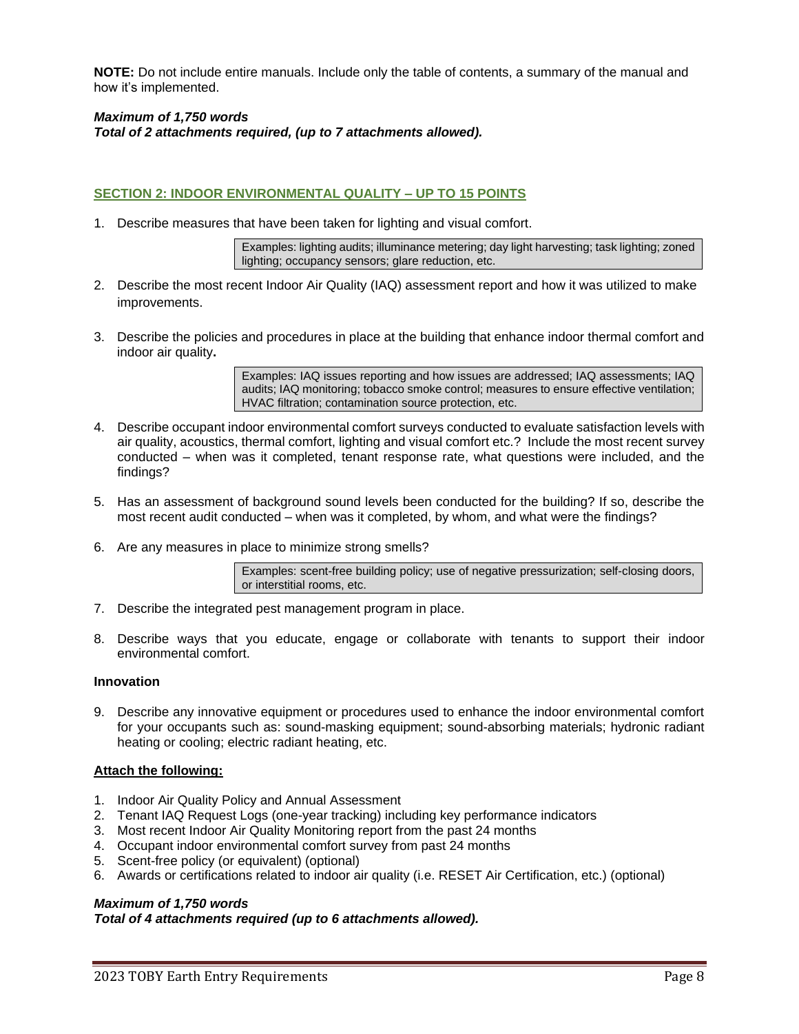**NOTE:** Do not include entire manuals. Include only the table of contents, a summary of the manual and how it's implemented.

***Maximum of 1,750 words***
***Total of 2 attachments required, (up to 7 attachments allowed).***

## SECTION 2: INDOOR ENVIRONMENTAL QUALITY – UP TO 15 POINTS

1. Describe measures that have been taken for lighting and visual comfort.

   > Examples: lighting audits; illuminance metering; day light harvesting; task lighting; zoned lighting; occupancy sensors; glare reduction, etc.

2. Describe the most recent Indoor Air Quality (IAQ) assessment report and how it was utilized to make improvements.

3. Describe the policies and procedures in place at the building that enhance indoor thermal comfort and indoor air quality**.**

   > Examples: IAQ issues reporting and how issues are addressed; IAQ assessments; IAQ audits; IAQ monitoring; tobacco smoke control; measures to ensure effective ventilation; HVAC filtration; contamination source protection, etc.

4. Describe occupant indoor environmental comfort surveys conducted to evaluate satisfaction levels with air quality, acoustics, thermal comfort, lighting and visual comfort etc.? Include the most recent survey conducted – when was it completed, tenant response rate, what questions were included, and the findings?

5. Has an assessment of background sound levels been conducted for the building? If so, describe the most recent audit conducted – when was it completed, by whom, and what were the findings?

6. Are any measures in place to minimize strong smells?

   > Examples: scent-free building policy; use of negative pressurization; self-closing doors, or interstitial rooms, etc.

7. Describe the integrated pest management program in place.

8. Describe ways that you educate, engage or collaborate with tenants to support their indoor environmental comfort.

**Innovation**

9. Describe any innovative equipment or procedures used to enhance the indoor environmental comfort for your occupants such as: sound-masking equipment; sound-absorbing materials; hydronic radiant heating or cooling; electric radiant heating, etc.

**Attach the following:**

1. Indoor Air Quality Policy and Annual Assessment
2. Tenant IAQ Request Logs (one-year tracking) including key performance indicators
3. Most recent Indoor Air Quality Monitoring report from the past 24 months
4. Occupant indoor environmental comfort survey from past 24 months
5. Scent-free policy (or equivalent) (optional)
6. Awards or certifications related to indoor air quality (i.e. RESET Air Certification, etc.) (optional)

***Maximum of 1,750 words***
***Total of 4 attachments required (up to 6 attachments allowed).***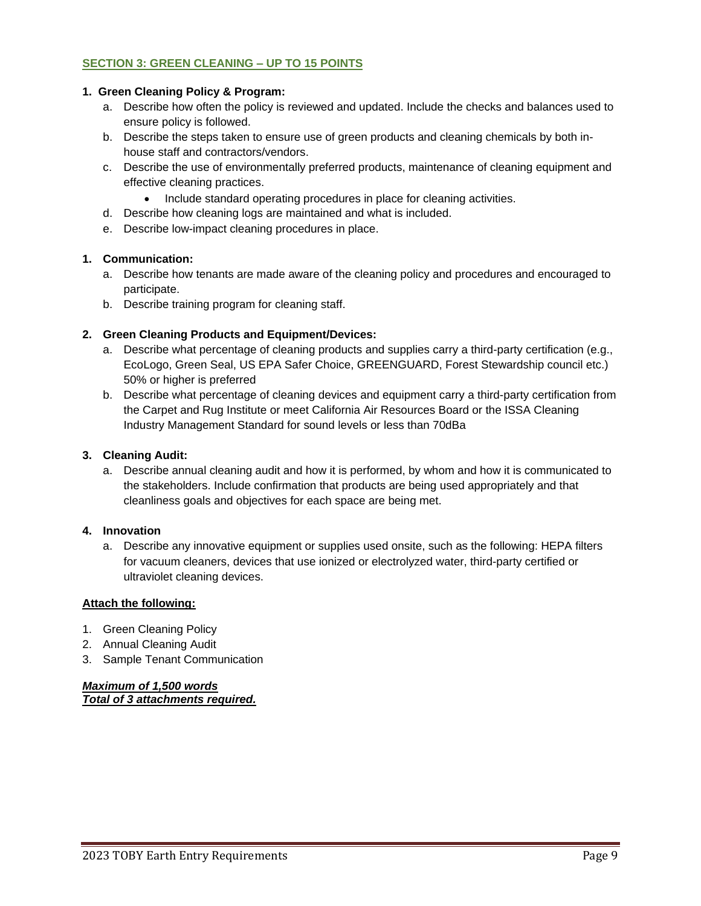## SECTION 3: GREEN CLEANING – UP TO 15 POINTS

**1. Green Cleaning Policy & Program:**

a. Describe how often the policy is reviewed and updated. Include the checks and balances used to ensure policy is followed.

b. Describe the steps taken to ensure use of green products and cleaning chemicals by both in-house staff and contractors/vendors.

c. Describe the use of environmentally preferred products, maintenance of cleaning equipment and effective cleaning practices.

- Include standard operating procedures in place for cleaning activities.

d. Describe how cleaning logs are maintained and what is included.

e. Describe low-impact cleaning procedures in place.

**1. Communication:**

a. Describe how tenants are made aware of the cleaning policy and procedures and encouraged to participate.

b. Describe training program for cleaning staff.

**2. Green Cleaning Products and Equipment/Devices:**

a. Describe what percentage of cleaning products and supplies carry a third-party certification (e.g., EcoLogo, Green Seal, US EPA Safer Choice, GREENGUARD, Forest Stewardship council etc.) 50% or higher is preferred

b. Describe what percentage of cleaning devices and equipment carry a third-party certification from the Carpet and Rug Institute or meet California Air Resources Board or the ISSA Cleaning Industry Management Standard for sound levels or less than 70dBa

**3. Cleaning Audit:**

a. Describe annual cleaning audit and how it is performed, by whom and how it is communicated to the stakeholders. Include confirmation that products are being used appropriately and that cleanliness goals and objectives for each space are being met.

**4. Innovation**

a. Describe any innovative equipment or supplies used onsite, such as the following: HEPA filters for vacuum cleaners, devices that use ionized or electrolyzed water, third-party certified or ultraviolet cleaning devices.

**Attach the following:**

1. Green Cleaning Policy
2. Annual Cleaning Audit
3. Sample Tenant Communication

***Maximum of 1,500 words***
***Total of 3 attachments required.***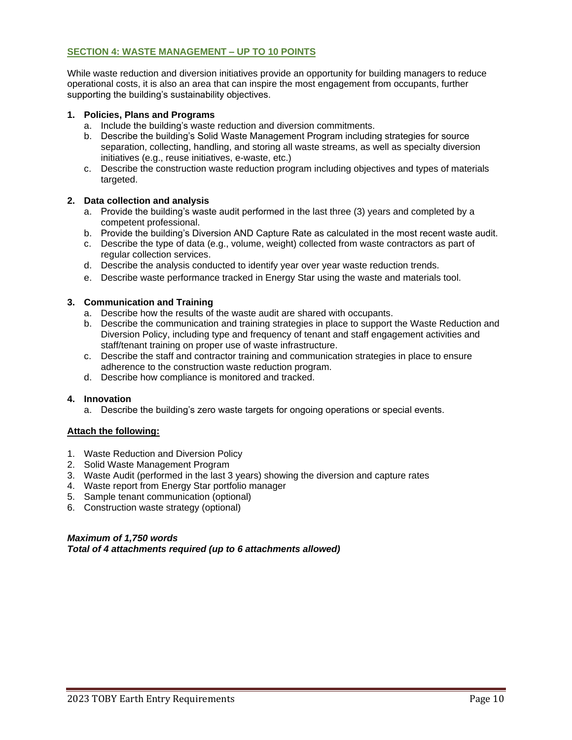## SECTION 4: WASTE MANAGEMENT – UP TO 10 POINTS

While waste reduction and diversion initiatives provide an opportunity for building managers to reduce operational costs, it is also an area that can inspire the most engagement from occupants, further supporting the building's sustainability objectives.

1. **Policies, Plans and Programs**
   a. Include the building's waste reduction and diversion commitments.
   b. Describe the building's Solid Waste Management Program including strategies for source separation, collecting, handling, and storing all waste streams, as well as specialty diversion initiatives (e.g., reuse initiatives, e-waste, etc.)
   c. Describe the construction waste reduction program including objectives and types of materials targeted.

2. **Data collection and analysis**
   a. Provide the building's waste audit performed in the last three (3) years and completed by a competent professional.
   b. Provide the building's Diversion AND Capture Rate as calculated in the most recent waste audit.
   c. Describe the type of data (e.g., volume, weight) collected from waste contractors as part of regular collection services.
   d. Describe the analysis conducted to identify year over year waste reduction trends.
   e. Describe waste performance tracked in Energy Star using the waste and materials tool.

3. **Communication and Training**
   a. Describe how the results of the waste audit are shared with occupants.
   b. Describe the communication and training strategies in place to support the Waste Reduction and Diversion Policy, including type and frequency of tenant and staff engagement activities and staff/tenant training on proper use of waste infrastructure.
   c. Describe the staff and contractor training and communication strategies in place to ensure adherence to the construction waste reduction program.
   d. Describe how compliance is monitored and tracked.

4. **Innovation**
   a. Describe the building's zero waste targets for ongoing operations or special events.

**Attach the following:**

1. Waste Reduction and Diversion Policy
2. Solid Waste Management Program
3. Waste Audit (performed in the last 3 years) showing the diversion and capture rates
4. Waste report from Energy Star portfolio manager
5. Sample tenant communication (optional)
6. Construction waste strategy (optional)

***Maximum of 1,750 words***
***Total of 4 attachments required (up to 6 attachments allowed)***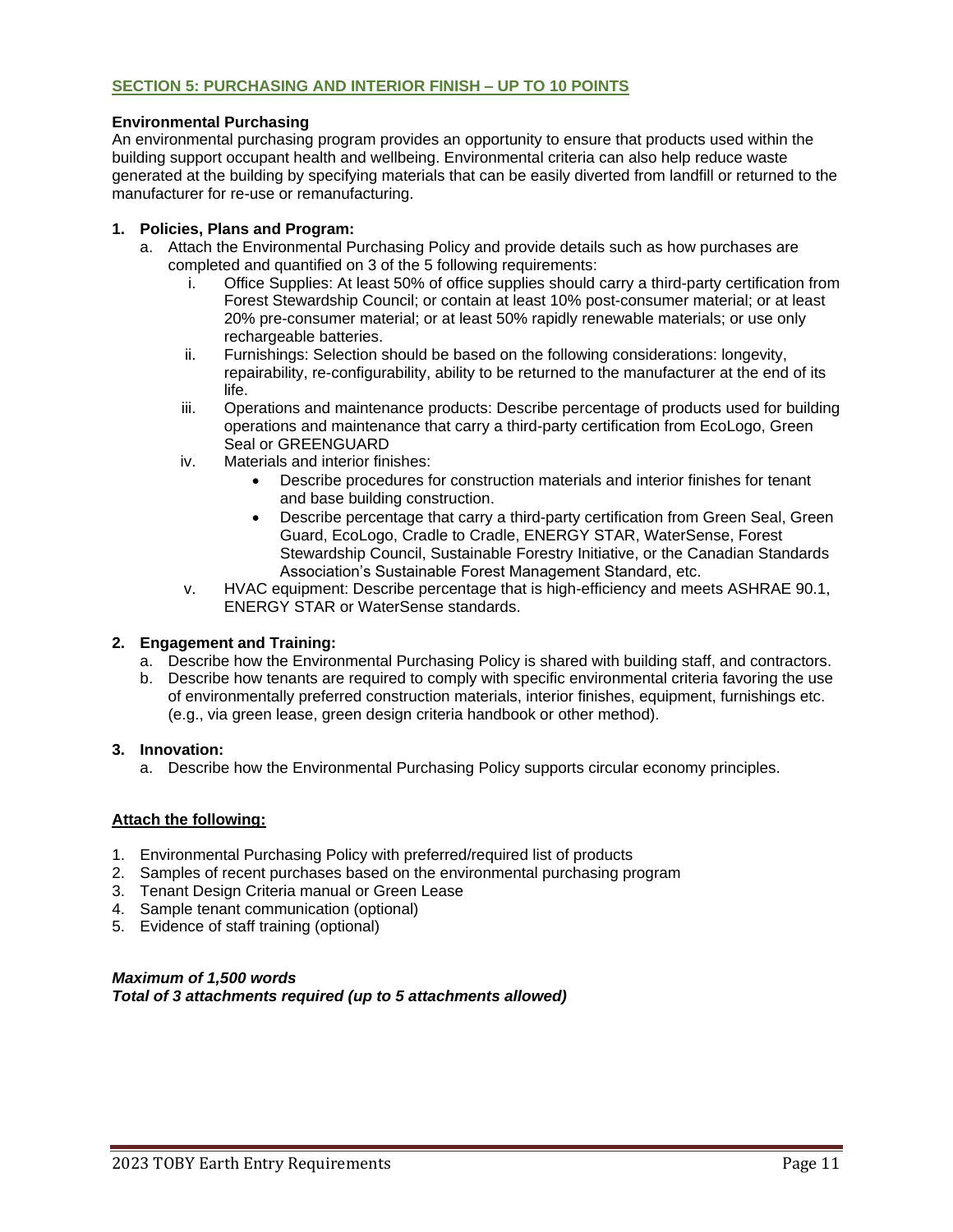## SECTION 5: PURCHASING AND INTERIOR FINISH – UP TO 10 POINTS

**Environmental Purchasing**

An environmental purchasing program provides an opportunity to ensure that products used within the building support occupant health and wellbeing. Environmental criteria can also help reduce waste generated at the building by specifying materials that can be easily diverted from landfill or returned to the manufacturer for re-use or remanufacturing.

1. **Policies, Plans and Program:**
   a. Attach the Environmental Purchasing Policy and provide details such as how purchases are completed and quantified on 3 of the 5 following requirements:
      i. Office Supplies: At least 50% of office supplies should carry a third-party certification from Forest Stewardship Council; or contain at least 10% post-consumer material; or at least 20% pre-consumer material; or at least 50% rapidly renewable materials; or use only rechargeable batteries.
      ii. Furnishings: Selection should be based on the following considerations: longevity, repairability, re-configurability, ability to be returned to the manufacturer at the end of its life.
      iii. Operations and maintenance products: Describe percentage of products used for building operations and maintenance that carry a third-party certification from EcoLogo, Green Seal or GREENGUARD
      iv. Materials and interior finishes:
         - Describe procedures for construction materials and interior finishes for tenant and base building construction.
         - Describe percentage that carry a third-party certification from Green Seal, Green Guard, EcoLogo, Cradle to Cradle, ENERGY STAR, WaterSense, Forest Stewardship Council, Sustainable Forestry Initiative, or the Canadian Standards Association's Sustainable Forest Management Standard, etc.
      v. HVAC equipment: Describe percentage that is high-efficiency and meets ASHRAE 90.1, ENERGY STAR or WaterSense standards.

2. **Engagement and Training:**
   a. Describe how the Environmental Purchasing Policy is shared with building staff, and contractors.
   b. Describe how tenants are required to comply with specific environmental criteria favoring the use of environmentally preferred construction materials, interior finishes, equipment, furnishings etc. (e.g., via green lease, green design criteria handbook or other method).

3. **Innovation:**
   a. Describe how the Environmental Purchasing Policy supports circular economy principles.

**Attach the following:**

1. Environmental Purchasing Policy with preferred/required list of products
2. Samples of recent purchases based on the environmental purchasing program
3. Tenant Design Criteria manual or Green Lease
4. Sample tenant communication (optional)
5. Evidence of staff training (optional)

***Maximum of 1,500 words***
***Total of 3 attachments required (up to 5 attachments allowed)***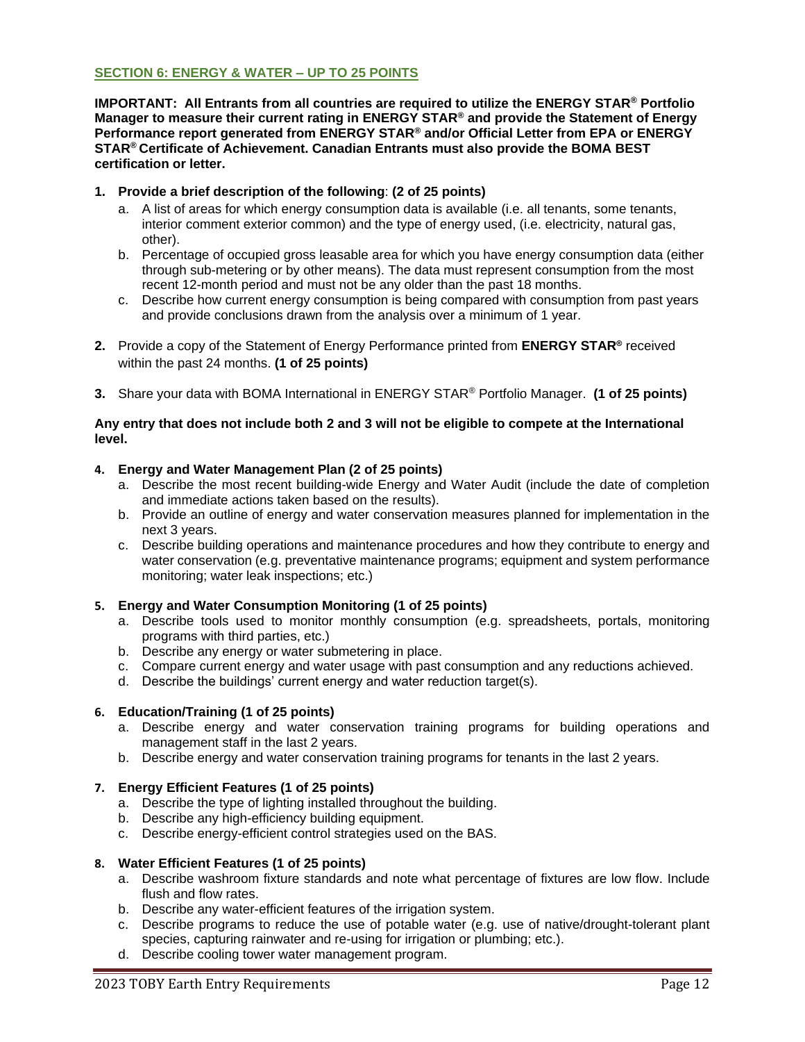## SECTION 6: ENERGY & WATER – UP TO 25 POINTS

**IMPORTANT: All Entrants from all countries are required to utilize the ENERGY STAR® Portfolio Manager to measure their current rating in ENERGY STAR® and provide the Statement of Energy Performance report generated from ENERGY STAR® and/or Official Letter from EPA or ENERGY STAR® Certificate of Achievement. Canadian Entrants must also provide the BOMA BEST certification or letter.**

1. **Provide a brief description of the following**: **(2 of 25 points)**
   a. A list of areas for which energy consumption data is available (i.e. all tenants, some tenants, interior comment exterior common) and the type of energy used, (i.e. electricity, natural gas, other).
   b. Percentage of occupied gross leasable area for which you have energy consumption data (either through sub-metering or by other means). The data must represent consumption from the most recent 12-month period and must not be any older than the past 18 months.
   c. Describe how current energy consumption is being compared with consumption from past years and provide conclusions drawn from the analysis over a minimum of 1 year.

2. Provide a copy of the Statement of Energy Performance printed from **ENERGY STAR®** received within the past 24 months. **(1 of 25 points)**

3. Share your data with BOMA International in ENERGY STAR® Portfolio Manager. **(1 of 25 points)**

**Any entry that does not include both 2 and 3 will not be eligible to compete at the International level.**

4. **Energy and Water Management Plan (2 of 25 points)**
   a. Describe the most recent building-wide Energy and Water Audit (include the date of completion and immediate actions taken based on the results).
   b. Provide an outline of energy and water conservation measures planned for implementation in the next 3 years.
   c. Describe building operations and maintenance procedures and how they contribute to energy and water conservation (e.g. preventative maintenance programs; equipment and system performance monitoring; water leak inspections; etc.)

5. **Energy and Water Consumption Monitoring (1 of 25 points)**
   a. Describe tools used to monitor monthly consumption (e.g. spreadsheets, portals, monitoring programs with third parties, etc.)
   b. Describe any energy or water submetering in place.
   c. Compare current energy and water usage with past consumption and any reductions achieved.
   d. Describe the buildings' current energy and water reduction target(s).

6. **Education/Training (1 of 25 points)**
   a. Describe energy and water conservation training programs for building operations and management staff in the last 2 years.
   b. Describe energy and water conservation training programs for tenants in the last 2 years.

7. **Energy Efficient Features (1 of 25 points)**
   a. Describe the type of lighting installed throughout the building.
   b. Describe any high-efficiency building equipment.
   c. Describe energy-efficient control strategies used on the BAS.

8. **Water Efficient Features (1 of 25 points)**
   a. Describe washroom fixture standards and note what percentage of fixtures are low flow. Include flush and flow rates.
   b. Describe any water-efficient features of the irrigation system.
   c. Describe programs to reduce the use of potable water (e.g. use of native/drought-tolerant plant species, capturing rainwater and re-using for irrigation or plumbing; etc.).
   d. Describe cooling tower water management program.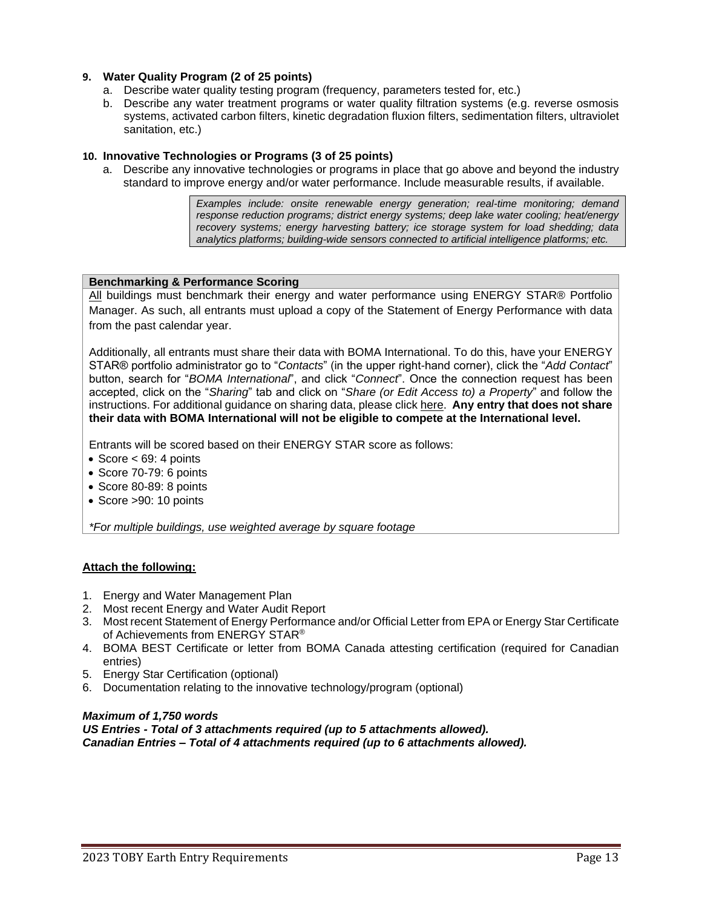**9. Water Quality Program (2 of 25 points)**

a. Describe water quality testing program (frequency, parameters tested for, etc.)

b. Describe any water treatment programs or water quality filtration systems (e.g. reverse osmosis systems, activated carbon filters, kinetic degradation fluxion filters, sedimentation filters, ultraviolet sanitation, etc.)

**10. Innovative Technologies or Programs (3 of 25 points)**

a. Describe any innovative technologies or programs in place that go above and beyond the industry standard to improve energy and/or water performance. Include measurable results, if available.

> *Examples include: onsite renewable energy generation; real-time monitoring; demand response reduction programs; district energy systems; deep lake water cooling; heat/energy recovery systems; energy harvesting battery; ice storage system for load shedding; data analytics platforms; building-wide sensors connected to artificial intelligence platforms; etc.*

**Benchmarking & Performance Scoring**

All buildings must benchmark their energy and water performance using ENERGY STAR® Portfolio Manager. As such, all entrants must upload a copy of the Statement of Energy Performance with data from the past calendar year.

Additionally, all entrants must share their data with BOMA International. To do this, have your ENERGY STAR® portfolio administrator go to "*Contacts*" (in the upper right-hand corner), click the "*Add Contact*" button, search for "*BOMA International*", and click "*Connect*". Once the connection request has been accepted, click on the "*Sharing*" tab and click on "*Share (or Edit Access to) a Property*" and follow the instructions. For additional guidance on sharing data, please click here. **Any entry that does not share their data with BOMA International will not be eligible to compete at the International level.**

Entrants will be scored based on their ENERGY STAR score as follows:

- Score < 69: 4 points
- Score 70-79: 6 points
- Score 80-89: 8 points
- Score >90: 10 points

*\*For multiple buildings, use weighted average by square footage*

**Attach the following:**

1. Energy and Water Management Plan
2. Most recent Energy and Water Audit Report
3. Most recent Statement of Energy Performance and/or Official Letter from EPA or Energy Star Certificate of Achievements from ENERGY STAR®
4. BOMA BEST Certificate or letter from BOMA Canada attesting certification (required for Canadian entries)
5. Energy Star Certification (optional)
6. Documentation relating to the innovative technology/program (optional)

***Maximum of 1,750 words***
***US Entries - Total of 3 attachments required (up to 5 attachments allowed).***
***Canadian Entries – Total of 4 attachments required (up to 6 attachments allowed).***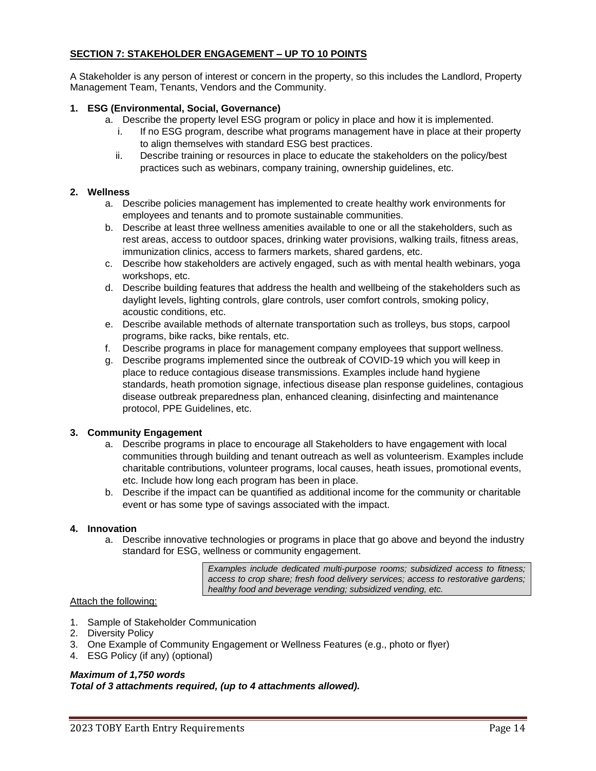## SECTION 7: STAKEHOLDER ENGAGEMENT – UP TO 10 POINTS

A Stakeholder is any person of interest or concern in the property, so this includes the Landlord, Property Management Team, Tenants, Vendors and the Community.

**1. ESG (Environmental, Social, Governance)**

a. Describe the property level ESG program or policy in place and how it is implemented.
   i. If no ESG program, describe what programs management have in place at their property to align themselves with standard ESG best practices.
   ii. Describe training or resources in place to educate the stakeholders on the policy/best practices such as webinars, company training, ownership guidelines, etc.

**2. Wellness**

a. Describe policies management has implemented to create healthy work environments for employees and tenants and to promote sustainable communities.
b. Describe at least three wellness amenities available to one or all the stakeholders, such as rest areas, access to outdoor spaces, drinking water provisions, walking trails, fitness areas, immunization clinics, access to farmers markets, shared gardens, etc.
c. Describe how stakeholders are actively engaged, such as with mental health webinars, yoga workshops, etc.
d. Describe building features that address the health and wellbeing of the stakeholders such as daylight levels, lighting controls, glare controls, user comfort controls, smoking policy, acoustic conditions, etc.
e. Describe available methods of alternate transportation such as trolleys, bus stops, carpool programs, bike racks, bike rentals, etc.
f. Describe programs in place for management company employees that support wellness.
g. Describe programs implemented since the outbreak of COVID-19 which you will keep in place to reduce contagious disease transmissions. Examples include hand hygiene standards, heath promotion signage, infectious disease plan response guidelines, contagious disease outbreak preparedness plan, enhanced cleaning, disinfecting and maintenance protocol, PPE Guidelines, etc.

**3. Community Engagement**

a. Describe programs in place to encourage all Stakeholders to have engagement with local communities through building and tenant outreach as well as volunteerism. Examples include charitable contributions, volunteer programs, local causes, heath issues, promotional events, etc. Include how long each program has been in place.
b. Describe if the impact can be quantified as additional income for the community or charitable event or has some type of savings associated with the impact.

**4. Innovation**

a. Describe innovative technologies or programs in place that go above and beyond the industry standard for ESG, wellness or community engagement.

*Examples include dedicated multi-purpose rooms; subsidized access to fitness; access to crop share; fresh food delivery services; access to restorative gardens; healthy food and beverage vending; subsidized vending, etc.*

Attach the following:

1. Sample of Stakeholder Communication
2. Diversity Policy
3. One Example of Community Engagement or Wellness Features (e.g., photo or flyer)
4. ESG Policy (if any) (optional)

***Maximum of 1,750 words***
***Total of 3 attachments required, (up to 4 attachments allowed).***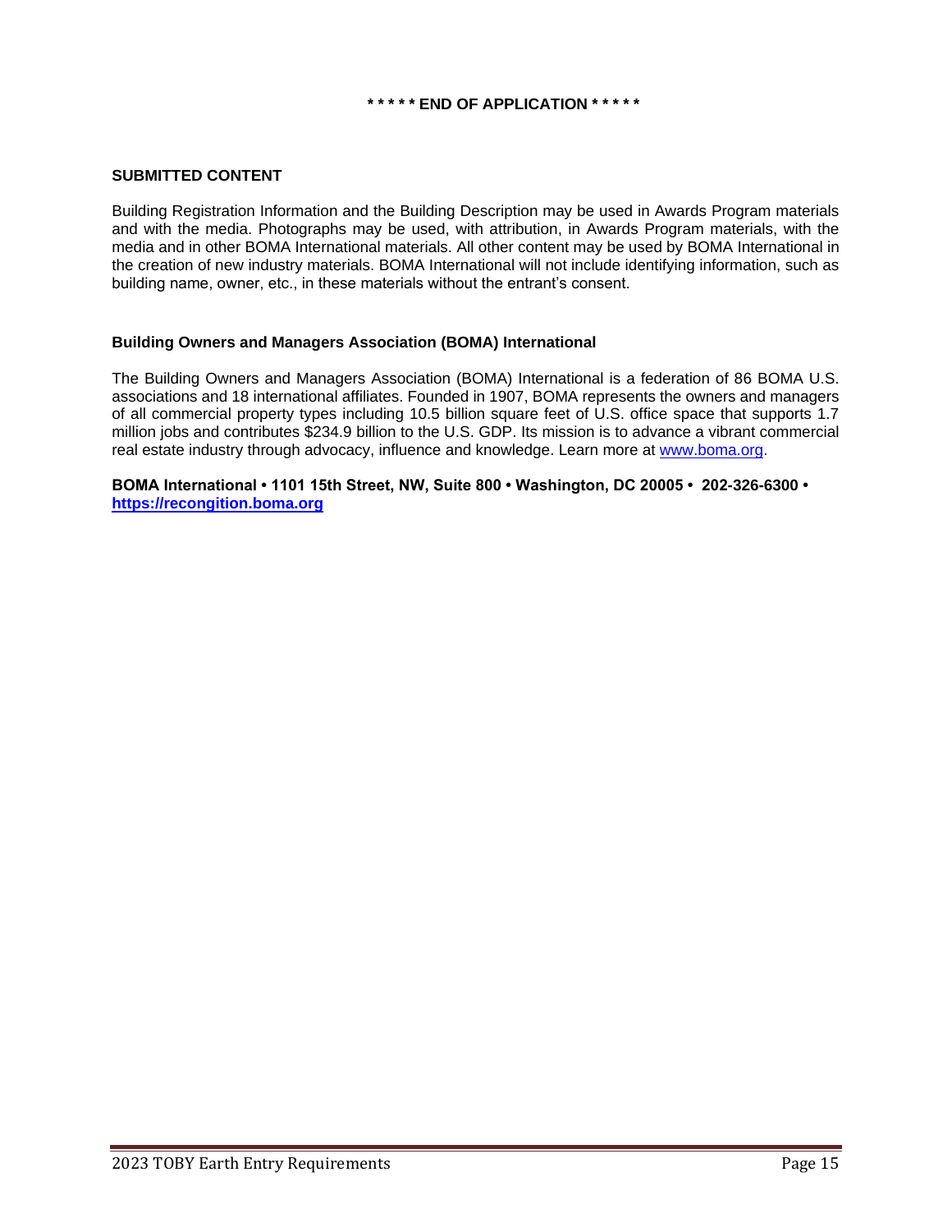**\* \* \* \* \* END OF APPLICATION \* \* \* \* \***

## SUBMITTED CONTENT

Building Registration Information and the Building Description may be used in Awards Program materials and with the media. Photographs may be used, with attribution, in Awards Program materials, with the media and in other BOMA International materials. All other content may be used by BOMA International in the creation of new industry materials. BOMA International will not include identifying information, such as building name, owner, etc., in these materials without the entrant's consent.

### Building Owners and Managers Association (BOMA) International

The Building Owners and Managers Association (BOMA) International is a federation of 86 BOMA U.S. associations and 18 international affiliates. Founded in 1907, BOMA represents the owners and managers of all commercial property types including 10.5 billion square feet of U.S. office space that supports 1.7 million jobs and contributes $234.9 billion to the U.S. GDP. Its mission is to advance a vibrant commercial real estate industry through advocacy, influence and knowledge. Learn more at www.boma.org.

**BOMA International • 1101 15th Street, NW, Suite 800 • Washington, DC 20005 • 202-326-6300 • https://recongition.boma.org**